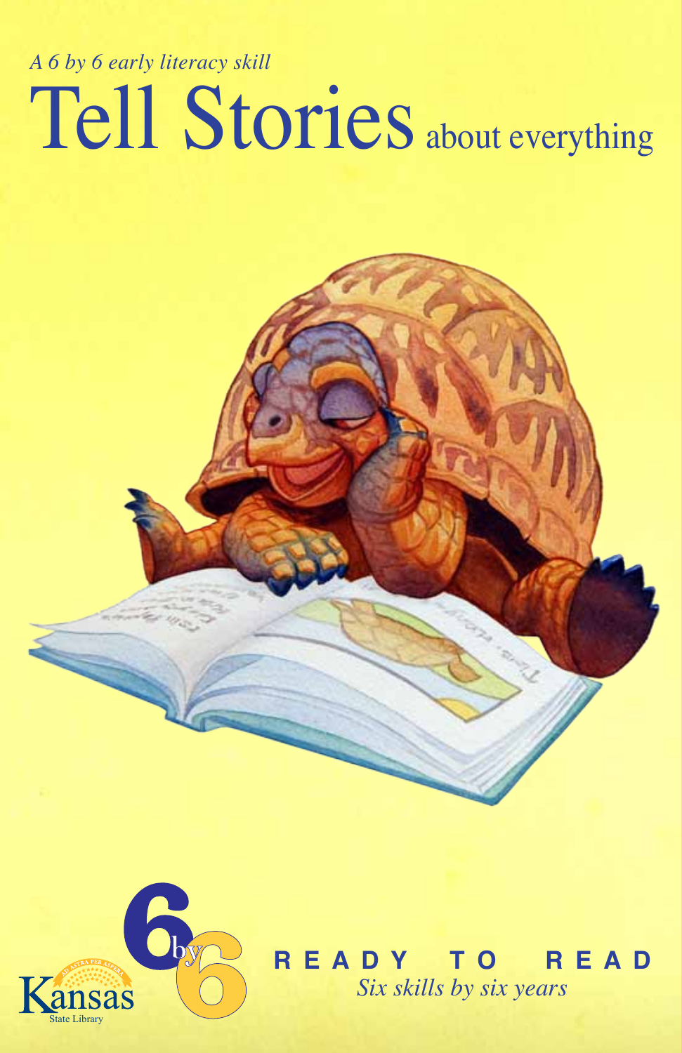*A 6 by 6 early literacy skill*

# Tell Stories about everything

Kansas State Library

6 by 6

**READY TO READ**

*Six skills by six years*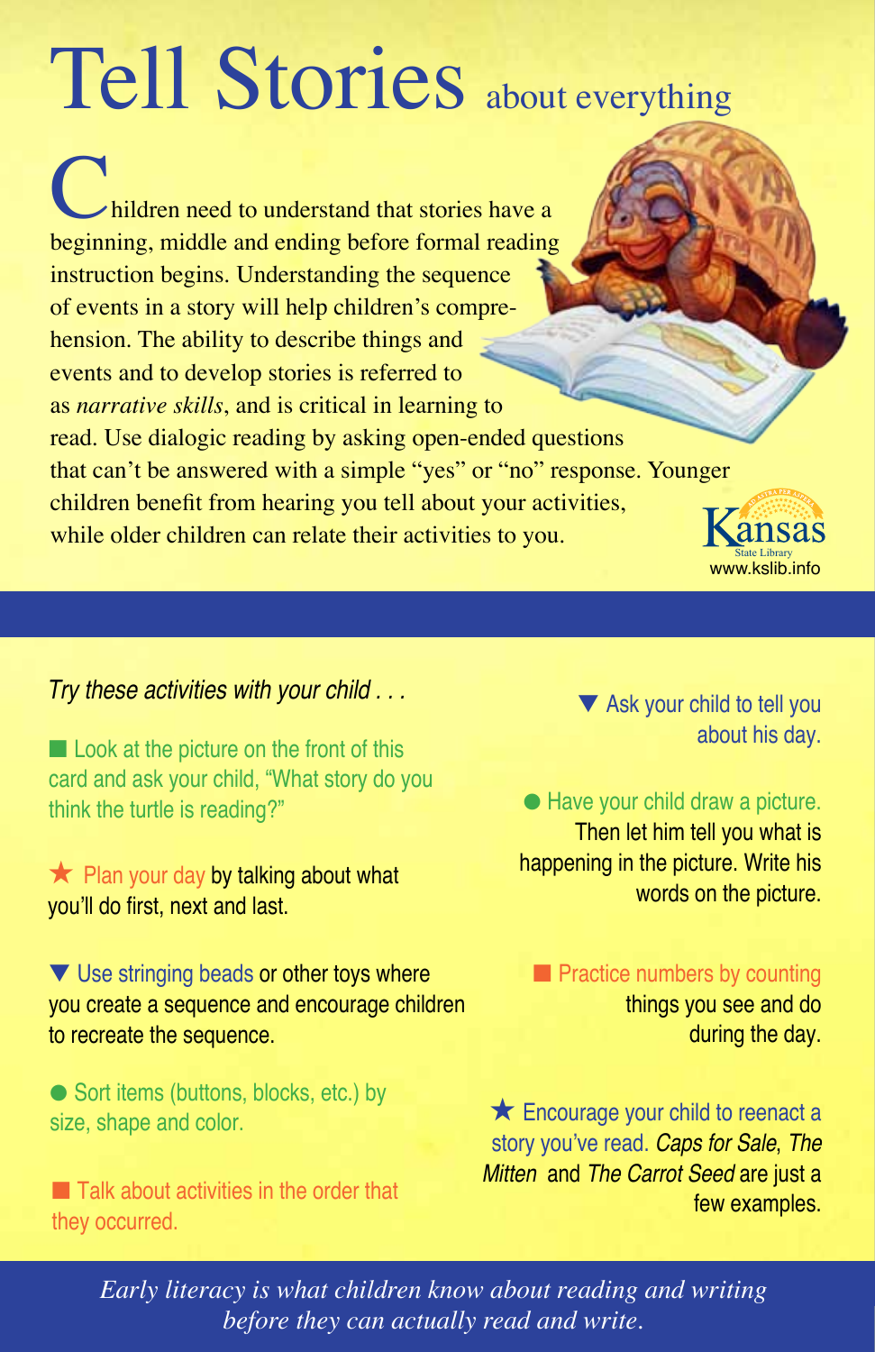# Tell Stories about everything

Children need to understand that stories have a beginning, middle and ending before formal reading instruction begins. Understanding the sequence of events in a story will help children's comprehension. The ability to describe things and events and to develop stories is referred to as *narrative skills*, and is critical in learning to read. Use dialogic reading by asking open-ended questions that can't be answered with a simple "yes" or "no" response. Younger children benefit from hearing you tell about your activities, while older children can relate their activities to you.

Kansas State Library
www.kslib.info

*Try these activities with your child . . .*

- Look at the picture on the front of this card and ask your child, "What story do you think the turtle is reading?"
- Plan your day by talking about what you'll do first, next and last.
- Use stringing beads or other toys where you create a sequence and encourage children to recreate the sequence.
- Sort items (buttons, blocks, etc.) by size, shape and color.
- Talk about activities in the order that they occurred.
- Ask your child to tell you about his day.
- Have your child draw a picture. Then let him tell you what is happening in the picture. Write his words on the picture.
- Practice numbers by counting things you see and do during the day.
- Encourage your child to reenact a story you've read. *Caps for Sale*, *The Mitten* and *The Carrot Seed* are just a few examples.

*Early literacy is what children know about reading and writing before they can actually read and write.*